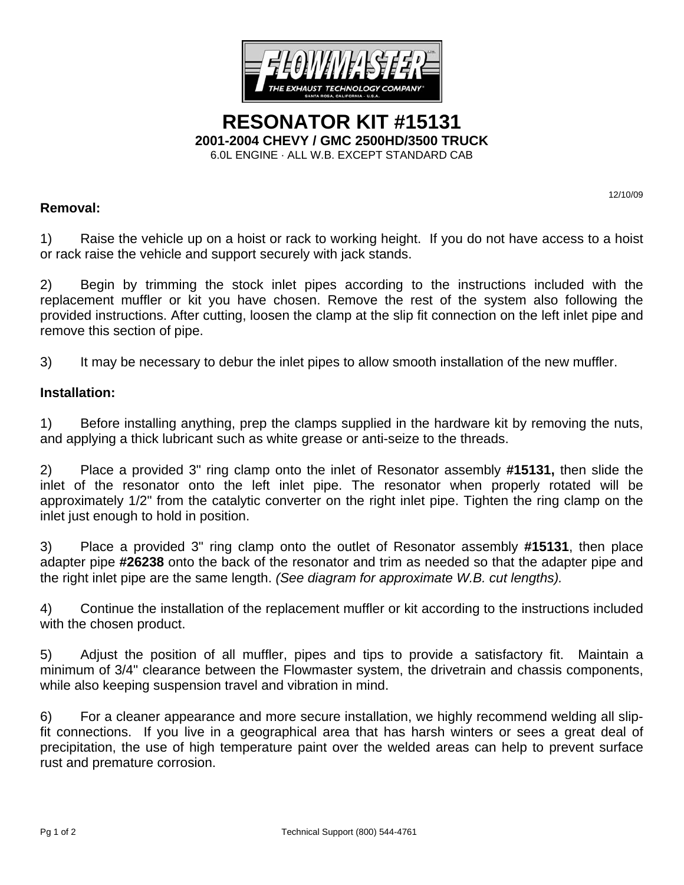# RESONATOR KIT #15131

**2001-2004 CHEVY / GMC 2500HD/3500 TRUCK**

6.0L ENGINE · ALL W.B. EXCEPT STANDARD CAB

12/10/09

## Removal:

1) Raise the vehicle up on a hoist or rack to working height. If you do not have access to a hoist or rack raise the vehicle and support securely with jack stands.

2) Begin by trimming the stock inlet pipes according to the instructions included with the replacement muffler or kit you have chosen. Remove the rest of the system also following the provided instructions. After cutting, loosen the clamp at the slip fit connection on the left inlet pipe and remove this section of pipe.

3) It may be necessary to debur the inlet pipes to allow smooth installation of the new muffler.

## Installation:

1) Before installing anything, prep the clamps supplied in the hardware kit by removing the nuts, and applying a thick lubricant such as white grease or anti-seize to the threads.

2) Place a provided 3" ring clamp onto the inlet of Resonator assembly **#15131,** then slide the inlet of the resonator onto the left inlet pipe. The resonator when properly rotated will be approximately 1/2" from the catalytic converter on the right inlet pipe. Tighten the ring clamp on the inlet just enough to hold in position.

3) Place a provided 3" ring clamp onto the outlet of Resonator assembly **#15131**, then place adapter pipe **#26238** onto the back of the resonator and trim as needed so that the adapter pipe and the right inlet pipe are the same length. *(See diagram for approximate W.B. cut lengths).*

4) Continue the installation of the replacement muffler or kit according to the instructions included with the chosen product.

5) Adjust the position of all muffler, pipes and tips to provide a satisfactory fit. Maintain a minimum of 3/4" clearance between the Flowmaster system, the drivetrain and chassis components, while also keeping suspension travel and vibration in mind.

6) For a cleaner appearance and more secure installation, we highly recommend welding all slip-fit connections. If you live in a geographical area that has harsh winters or sees a great deal of precipitation, the use of high temperature paint over the welded areas can help to prevent surface rust and premature corrosion.

Technical Support (800) 544-4761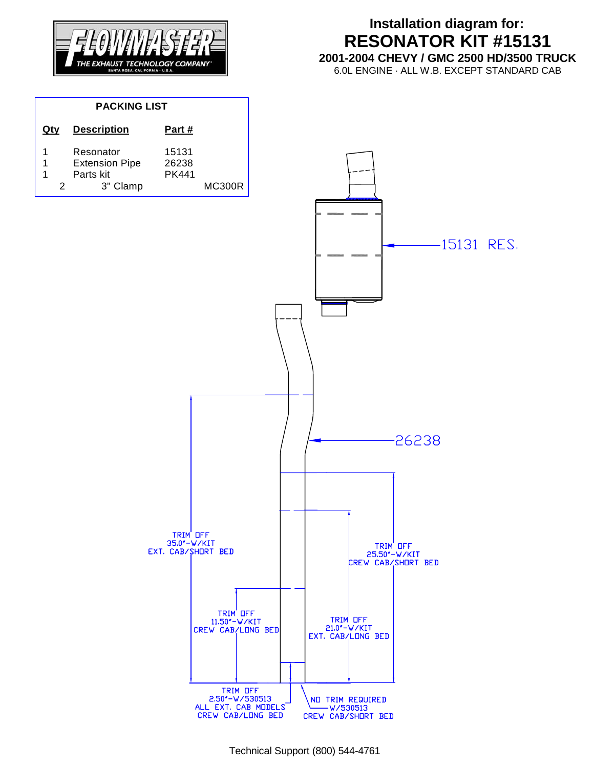FLOWMASTER
THE EXHAUST TECHNOLOGY COMPANY
SANTA ROSA, CALIFORNIA - U.S.A.

# Installation diagram for:
# RESONATOR KIT #15131
### 2001-2004 CHEVY / GMC 2500 HD/3500 TRUCK
6.0L ENGINE · ALL W.B. EXCEPT STANDARD CAB

**PACKING LIST**

| Qty | Description | Part # |
| --- | --- | --- |
| 1 | Resonator | 15131 |
| 1 | Extension Pipe | 26238 |
| 1 | Parts kit | PK441 |
| 2 | 3" Clamp | MC300R |

15131 RES.

26238

TRIM OFF
35.0"-W/KIT
EXT. CAB/SHORT BED

TRIM OFF
25.50"-W/KIT
CREW CAB/SHORT BED

TRIM OFF
11.50"-W/KIT
CREW CAB/LONG BED

TRIM OFF
21.0"-W/KIT
EXT. CAB/LONG BED

TRIM OFF
2.50"-W/530513
ALL EXT. CAB MODELS
CREW CAB/LONG BED

NO TRIM REQUIRED
W/530513
CREW CAB/SHORT BED

Technical Support (800) 544-4761